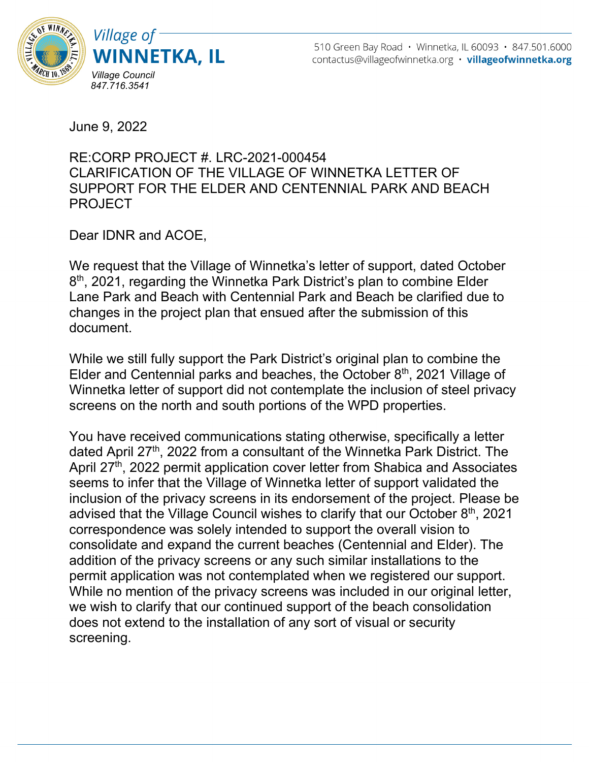Village of **WINNETKA, IL**

*Village Council*
*847.716.3541*

510 Green Bay Road · Winnetka, IL 60093 · 847.501.6000
contactus@villageofwinnetka.org · **villageofwinnetka.org**

June 9, 2022

RE:CORP PROJECT #. LRC-2021-000454
CLARIFICATION OF THE VILLAGE OF WINNETKA LETTER OF SUPPORT FOR THE ELDER AND CENTENNIAL PARK AND BEACH PROJECT

Dear IDNR and ACOE,

We request that the Village of Winnetka's letter of support, dated October 8th, 2021, regarding the Winnetka Park District's plan to combine Elder Lane Park and Beach with Centennial Park and Beach be clarified due to changes in the project plan that ensued after the submission of this document.

While we still fully support the Park District's original plan to combine the Elder and Centennial parks and beaches, the October 8th, 2021 Village of Winnetka letter of support did not contemplate the inclusion of steel privacy screens on the north and south portions of the WPD properties.

You have received communications stating otherwise, specifically a letter dated April 27th, 2022 from a consultant of the Winnetka Park District. The April 27th, 2022 permit application cover letter from Shabica and Associates seems to infer that the Village of Winnetka letter of support validated the inclusion of the privacy screens in its endorsement of the project. Please be advised that the Village Council wishes to clarify that our October 8th, 2021 correspondence was solely intended to support the overall vision to consolidate and expand the current beaches (Centennial and Elder). The addition of the privacy screens or any such similar installations to the permit application was not contemplated when we registered our support. While no mention of the privacy screens was included in our original letter, we wish to clarify that our continued support of the beach consolidation does not extend to the installation of any sort of visual or security screening.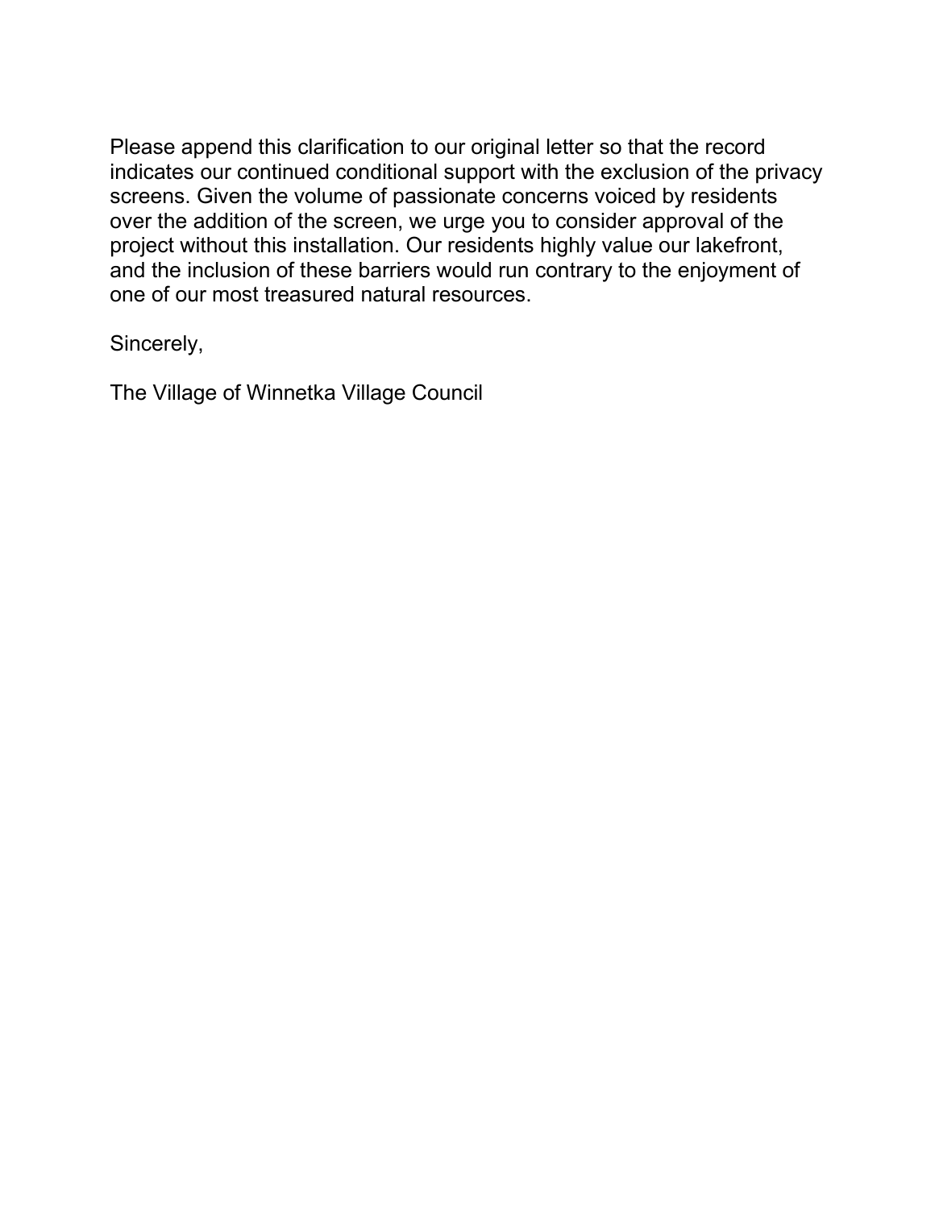Please append this clarification to our original letter so that the record indicates our continued conditional support with the exclusion of the privacy screens. Given the volume of passionate concerns voiced by residents over the addition of the screen, we urge you to consider approval of the project without this installation. Our residents highly value our lakefront, and the inclusion of these barriers would run contrary to the enjoyment of one of our most treasured natural resources.

Sincerely,

The Village of Winnetka Village Council